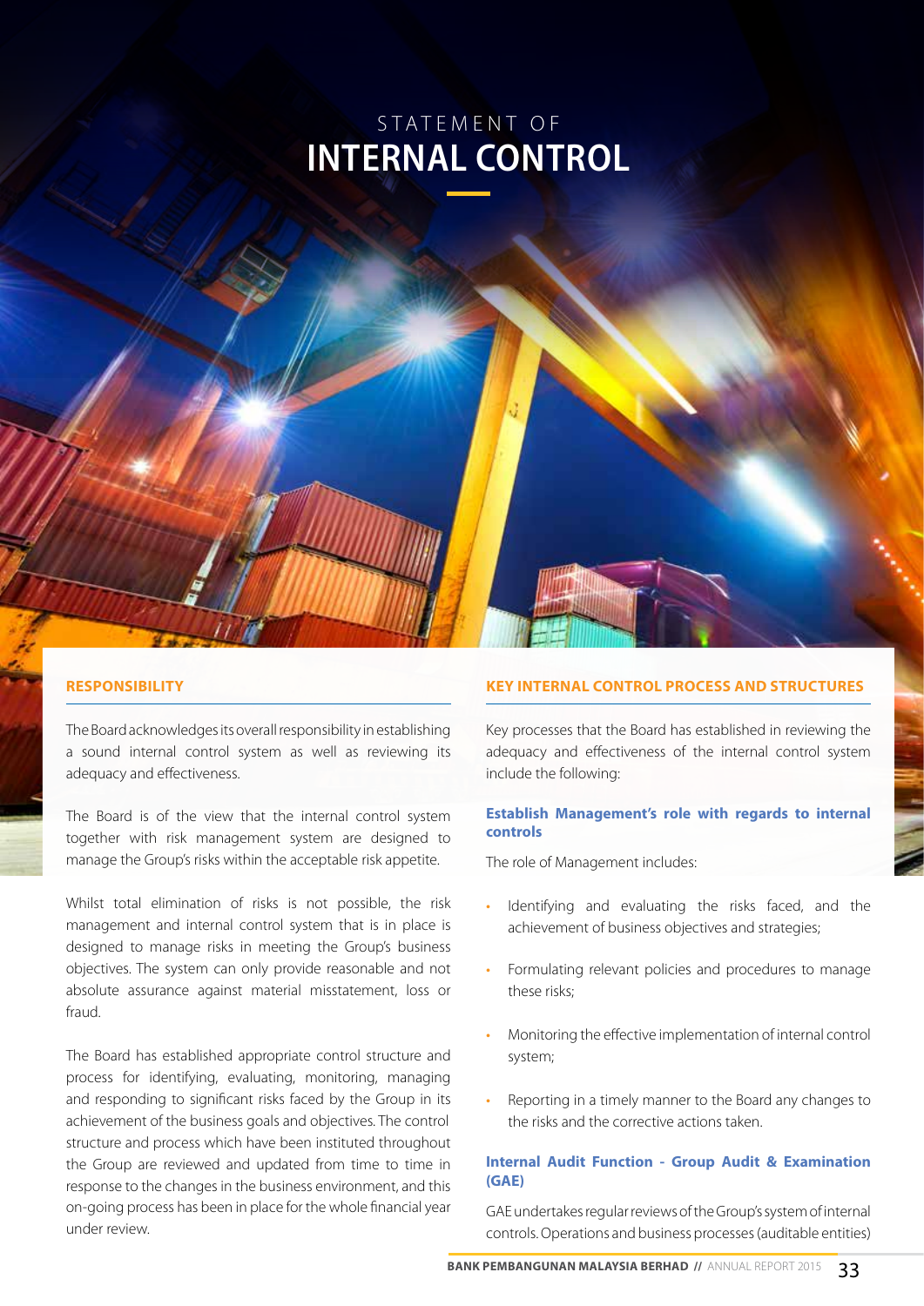# STATEMENT OF INTERNAL CONTROL

## RESPONSIBILITY

The Board acknowledges its overall responsibility in establishing a sound internal control system as well as reviewing its adequacy and effectiveness.

The Board is of the view that the internal control system together with risk management system are designed to manage the Group's risks within the acceptable risk appetite.

Whilst total elimination of risks is not possible, the risk management and internal control system that is in place is designed to manage risks in meeting the Group's business objectives. The system can only provide reasonable and not absolute assurance against material misstatement, loss or fraud.

The Board has established appropriate control structure and process for identifying, evaluating, monitoring, managing and responding to significant risks faced by the Group in its achievement of the business goals and objectives. The control structure and process which have been instituted throughout the Group are reviewed and updated from time to time in response to the changes in the business environment, and this on-going process has been in place for the whole financial year under review.

## KEY INTERNAL CONTROL PROCESS AND STRUCTURES

Key processes that the Board has established in reviewing the adequacy and effectiveness of the internal control system include the following:

### Establish Management's role with regards to internal controls

The role of Management includes:

- Identifying and evaluating the risks faced, and the achievement of business objectives and strategies;
- Formulating relevant policies and procedures to manage these risks;
- Monitoring the effective implementation of internal control system;
- Reporting in a timely manner to the Board any changes to the risks and the corrective actions taken.

### Internal Audit Function - Group Audit & Examination (GAE)

GAE undertakes regular reviews of the Group's system of internal controls. Operations and business processes (auditable entities)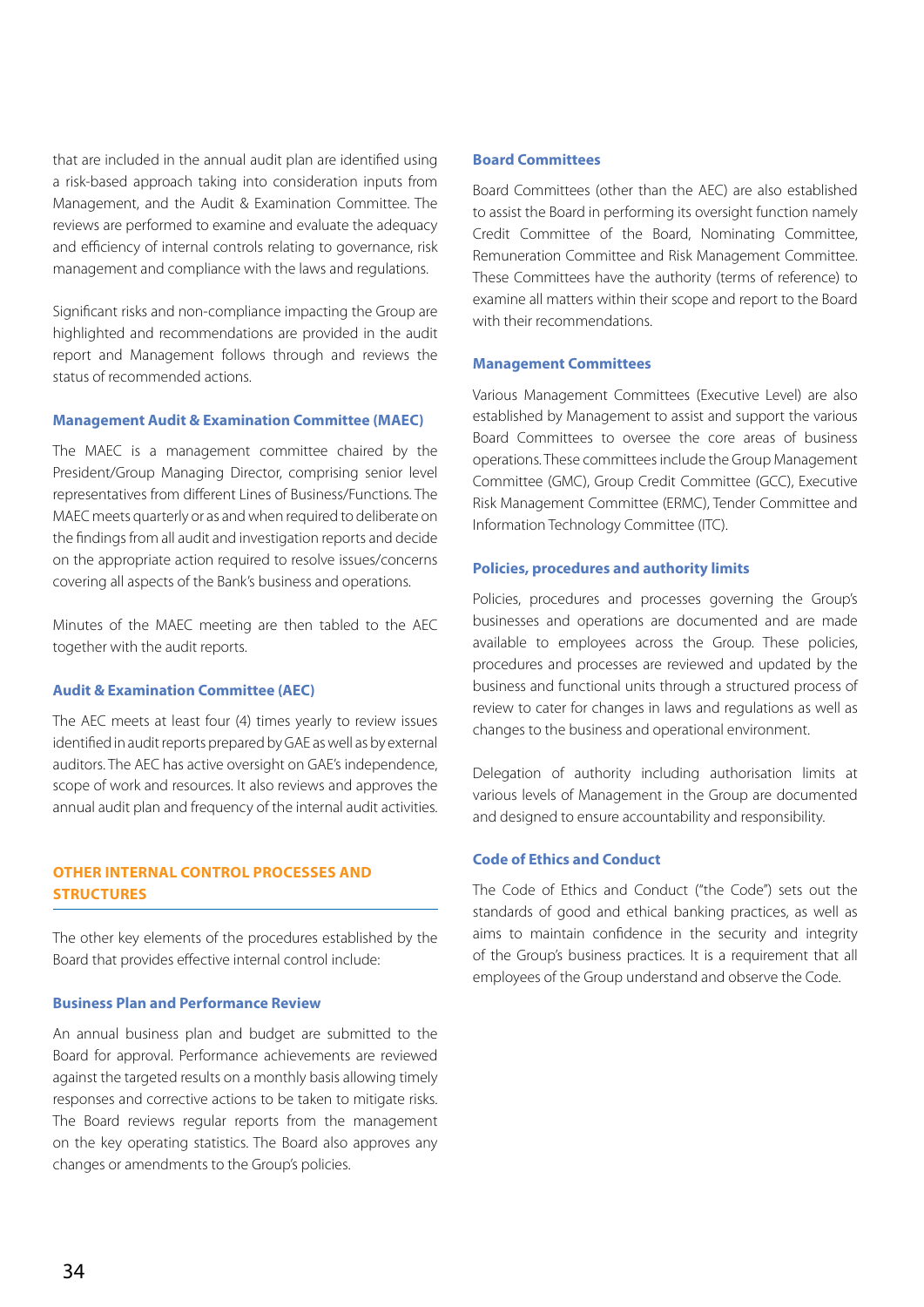that are included in the annual audit plan are identified using a risk-based approach taking into consideration inputs from Management, and the Audit & Examination Committee. The reviews are performed to examine and evaluate the adequacy and efficiency of internal controls relating to governance, risk management and compliance with the laws and regulations.

Significant risks and non-compliance impacting the Group are highlighted and recommendations are provided in the audit report and Management follows through and reviews the status of recommended actions.

### Management Audit & Examination Committee (MAEC)

The MAEC is a management committee chaired by the President/Group Managing Director, comprising senior level representatives from different Lines of Business/Functions. The MAEC meets quarterly or as and when required to deliberate on the findings from all audit and investigation reports and decide on the appropriate action required to resolve issues/concerns covering all aspects of the Bank's business and operations.

Minutes of the MAEC meeting are then tabled to the AEC together with the audit reports.

### Audit & Examination Committee (AEC)

The AEC meets at least four (4) times yearly to review issues identified in audit reports prepared by GAE as well as by external auditors. The AEC has active oversight on GAE's independence, scope of work and resources. It also reviews and approves the annual audit plan and frequency of the internal audit activities.

## OTHER INTERNAL CONTROL PROCESSES AND STRUCTURES

The other key elements of the procedures established by the Board that provides effective internal control include:

### Business Plan and Performance Review

An annual business plan and budget are submitted to the Board for approval. Performance achievements are reviewed against the targeted results on a monthly basis allowing timely responses and corrective actions to be taken to mitigate risks. The Board reviews regular reports from the management on the key operating statistics. The Board also approves any changes or amendments to the Group's policies.

### Board Committees

Board Committees (other than the AEC) are also established to assist the Board in performing its oversight function namely Credit Committee of the Board, Nominating Committee, Remuneration Committee and Risk Management Committee. These Committees have the authority (terms of reference) to examine all matters within their scope and report to the Board with their recommendations.

### Management Committees

Various Management Committees (Executive Level) are also established by Management to assist and support the various Board Committees to oversee the core areas of business operations. These committees include the Group Management Committee (GMC), Group Credit Committee (GCC), Executive Risk Management Committee (ERMC), Tender Committee and Information Technology Committee (ITC).

### Policies, procedures and authority limits

Policies, procedures and processes governing the Group's businesses and operations are documented and are made available to employees across the Group. These policies, procedures and processes are reviewed and updated by the business and functional units through a structured process of review to cater for changes in laws and regulations as well as changes to the business and operational environment.

Delegation of authority including authorisation limits at various levels of Management in the Group are documented and designed to ensure accountability and responsibility.

### Code of Ethics and Conduct

The Code of Ethics and Conduct ("the Code") sets out the standards of good and ethical banking practices, as well as aims to maintain confidence in the security and integrity of the Group's business practices. It is a requirement that all employees of the Group understand and observe the Code.